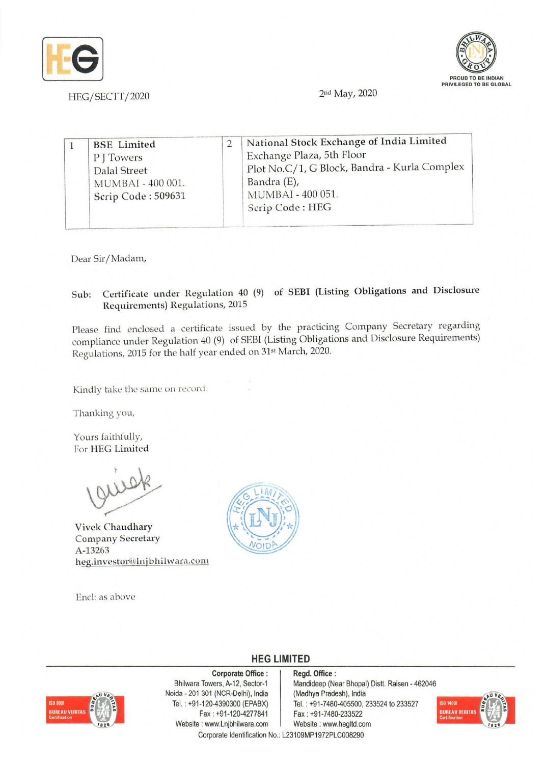HEG/SECTT/2020

2nd May, 2020

| 1 | BSE Limited<br>P J Towers<br>Dalal Street<br>MUMBAI - 400 001.<br>Scrip Code : 509631 | 2 | National Stock Exchange of India Limited<br>Exchange Plaza, 5th Floor<br>Plot No.C/1, G Block, Bandra - Kurla Complex<br>Bandra (E),<br>MUMBAI - 400 051.<br>Scrip Code : HEG |
|---|---|---|---|

Dear Sir/Madam,

Sub: **Certificate under Regulation 40 (9) of SEBI (Listing Obligations and Disclosure Requirements) Regulations, 2015**

Please find enclosed a certificate issued by the practicing Company Secretary regarding compliance under Regulation 40 (9) of SEBI (Listing Obligations and Disclosure Requirements) Regulations, 2015 for the half year ended on 31st March, 2020.

Kindly take the same on record.

Thanking you,

Yours faithfully,
For **HEG Limited**

Vivek Chaudhary
Company Secretary
A-13263
heg.investor@lnjbhilwara.com

Encl: as above

**HEG LIMITED**

**Corporate Office :**
Bhilwara Towers, A-12, Sector-1
Noida - 201 301 (NCR-Delhi), India
Tel. : +91-120-4390300 (EPABX)
Fax : +91-120-4277841
Website : www.Lnjbhilwara.com

**Regd. Office :**
Mandideep (Near Bhopal) Distt. Raisen - 462046
(Madhya Pradesh), India
Tel. : +91-7480-405500, 233524 to 233527
Fax : +91-7480-233522
Website : www.hegltd.com

Corporate Identification No.: L23109MP1972PLC008290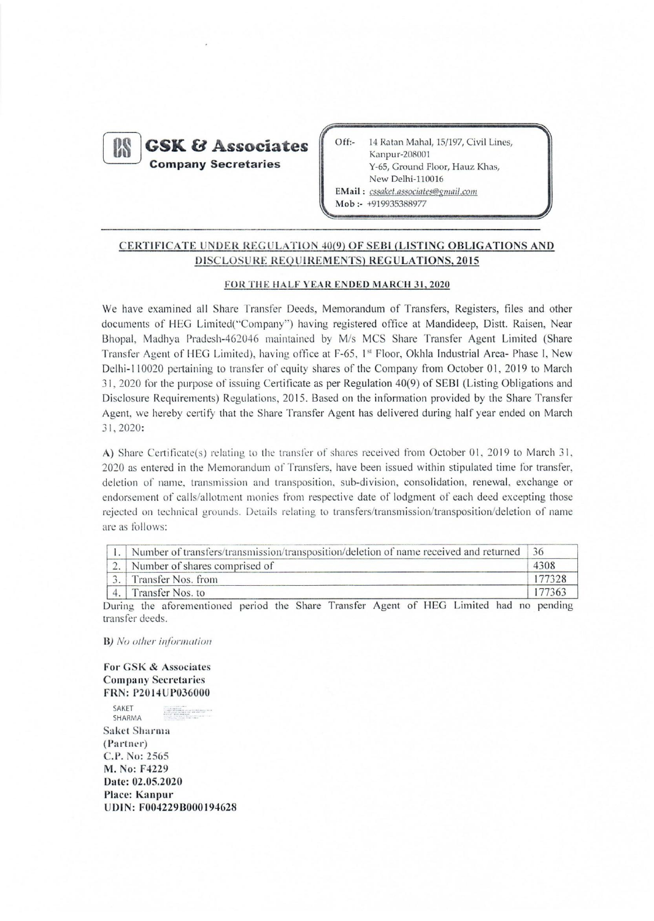**GSK & Associates**
**Company Secretaries**

Off:- 14 Ratan Mahal, 15/197, Civil Lines, Kanpur-208001
Y-65, Ground Floor, Hauz Khas, New Delhi-110016
EMail : cssaket.associates@gmail.com
Mob :- +919935388977

## CERTIFICATE UNDER REGULATION 40(9) OF SEBI (LISTING OBLIGATIONS AND DISCLOSURE REQUIREMENTS) REGULATIONS, 2015

### FOR THE HALF YEAR ENDED MARCH 31, 2020

We have examined all Share Transfer Deeds, Memorandum of Transfers, Registers, files and other documents of HEG Limited("Company") having registered office at Mandideep, Distt. Raisen, Near Bhopal, Madhya Pradesh-462046 maintained by M/s MCS Share Transfer Agent Limited (Share Transfer Agent of HEG Limited), having office at F-65, 1st Floor, Okhla Industrial Area- Phase I, New Delhi-110020 pertaining to transfer of equity shares of the Company from October 01, 2019 to March 31, 2020 for the purpose of issuing Certificate as per Regulation 40(9) of SEBI (Listing Obligations and Disclosure Requirements) Regulations, 2015. Based on the information provided by the Share Transfer Agent, we hereby certify that the Share Transfer Agent has delivered during half year ended on March 31, 2020:

**A)** Share Certificate(s) relating to the transfer of shares received from October 01, 2019 to March 31, 2020 as entered in the Memorandum of Transfers, have been issued within stipulated time for transfer, deletion of name, transmission and transposition, sub-division, consolidation, renewal, exchange or endorsement of calls/allotment monies from respective date of lodgment of each deed excepting those rejected on technical grounds. Details relating to transfers/transmission/transposition/deletion of name are as follows:

| | | |
|---|---|---|
| 1. | Number of transfers/transmission/transposition/deletion of name received and returned | 36 |
| 2. | Number of shares comprised of | 4308 |
| 3. | Transfer Nos. from | 177328 |
| 4. | Transfer Nos. to | 177363 |

During the aforementioned period the Share Transfer Agent of HEG Limited had no pending transfer deeds.

**B)** *No other information*

**For GSK & Associates**
**Company Secretaries**
**FRN: P2014UP036000**

SAKET SHARMA

**Saket Sharma**
**(Partner)**
**C.P. No: 2565**
**M. No: F4229**
**Date: 02.05.2020**
**Place: Kanpur**
**UDIN: F004229B000194628**